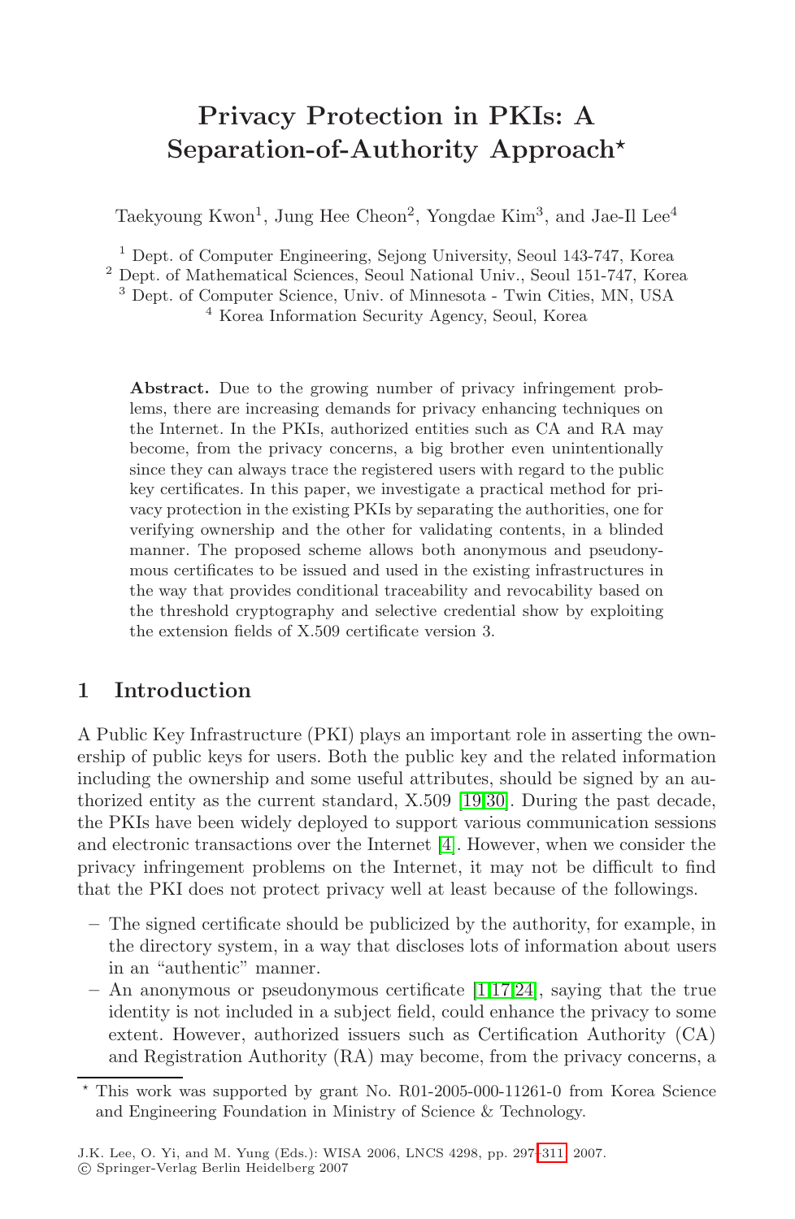# Privacy Protection in PKIs: A Separation-of-Authority Approach*

Taekyoung Kwon[1], Jung Hee Cheon[2], Yongdae Kim[3], and Jae-Il Lee[4]

[1] Dept. of Computer Engineering, Sejong University, Seoul 143-747, Korea
[2] Dept. of Mathematical Sciences, Seoul National Univ., Seoul 151-747, Korea
[3] Dept. of Computer Science, Univ. of Minnesota - Twin Cities, MN, USA
[4] Korea Information Security Agency, Seoul, Korea

**Abstract.** Due to the growing number of privacy infringement problems, there are increasing demands for privacy enhancing techniques on the Internet. In the PKIs, authorized entities such as CA and RA may become, from the privacy concerns, a big brother even unintentionally since they can always trace the registered users with regard to the public key certificates. In this paper, we investigate a practical method for privacy protection in the existing PKIs by separating the authorities, one for verifying ownership and the other for validating contents, in a blinded manner. The proposed scheme allows both anonymous and pseudonymous certificates to be issued and used in the existing infrastructures in the way that provides conditional traceability and revocability based on the threshold cryptography and selective credential show by exploiting the extension fields of X.509 certificate version 3.

## 1 Introduction

A Public Key Infrastructure (PKI) plays an important role in asserting the ownership of public keys for users. Both the public key and the related information including the ownership and some useful attributes, should be signed by an authorized entity as the current standard, X.509 [19,30]. During the past decade, the PKIs have been widely deployed to support various communication sessions and electronic transactions over the Internet [4]. However, when we consider the privacy infringement problems on the Internet, it may not be difficult to find that the PKI does not protect privacy well at least because of the followings.

- The signed certificate should be publicized by the authority, for example, in the directory system, in a way that discloses lots of information about users in an "authentic" manner.
- An anonymous or pseudonymous certificate [1,17,24], saying that the true identity is not included in a subject field, could enhance the privacy to some extent. However, authorized issuers such as Certification Authority (CA) and Registration Authority (RA) may become, from the privacy concerns, a

---

* This work was supported by grant No. R01-2005-000-11261-0 from Korea Science and Engineering Foundation in Ministry of Science & Technology.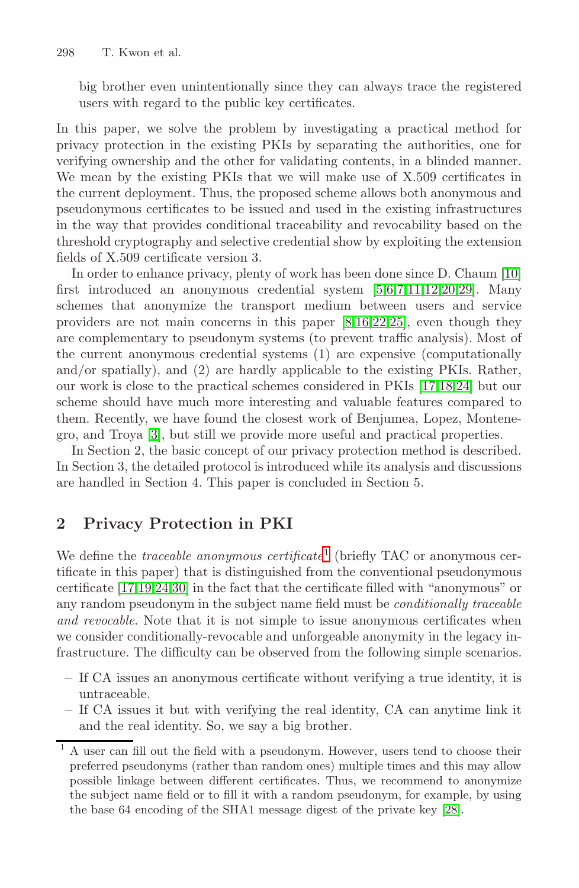big brother even unintentionally since they can always trace the registered users with regard to the public key certificates.

In this paper, we solve the problem by investigating a practical method for privacy protection in the existing PKIs by separating the authorities, one for verifying ownership and the other for validating contents, in a blinded manner. We mean by the existing PKIs that we will make use of X.509 certificates in the current deployment. Thus, the proposed scheme allows both anonymous and pseudonymous certificates to be issued and used in the existing infrastructures in the way that provides conditional traceability and revocability based on the threshold cryptography and selective credential show by exploiting the extension fields of X.509 certificate version 3.

In order to enhance privacy, plenty of work has been done since D. Chaum [10] first introduced an anonymous credential system [5,6,7,11,12,20,29]. Many schemes that anonymize the transport medium between users and service providers are not main concerns in this paper [8,16,22,25], even though they are complementary to pseudonym systems (to prevent traffic analysis). Most of the current anonymous credential systems (1) are expensive (computationally and/or spatially), and (2) are hardly applicable to the existing PKIs. Rather, our work is close to the practical schemes considered in PKIs [17,18,24] but our scheme should have much more interesting and valuable features compared to them. Recently, we have found the closest work of Benjumea, Lopez, Montenegro, and Troya [3], but still we provide more useful and practical properties.

In Section 2, the basic concept of our privacy protection method is described. In Section 3, the detailed protocol is introduced while its analysis and discussions are handled in Section 4. This paper is concluded in Section 5.

## 2 Privacy Protection in PKI

We define the *traceable anonymous certificate*[1] (briefly TAC or anonymous certificate in this paper) that is distinguished from the conventional pseudonymous certificate [17,19,24,30] in the fact that the certificate filled with "anonymous" or any random pseudonym in the subject name field must be *conditionally traceable and revocable*. Note that it is not simple to issue anonymous certificates when we consider conditionally-revocable and unforgeable anonymity in the legacy infrastructure. The difficulty can be observed from the following simple scenarios.

- If CA issues an anonymous certificate without verifying a true identity, it is untraceable.
- If CA issues it but with verifying the real identity, CA can anytime link it and the real identity. So, we say a big brother.

[1] A user can fill out the field with a pseudonym. However, users tend to choose their preferred pseudonyms (rather than random ones) multiple times and this may allow possible linkage between different certificates. Thus, we recommend to anonymize the subject name field or to fill it with a random pseudonym, for example, by using the base 64 encoding of the SHA1 message digest of the private key [28].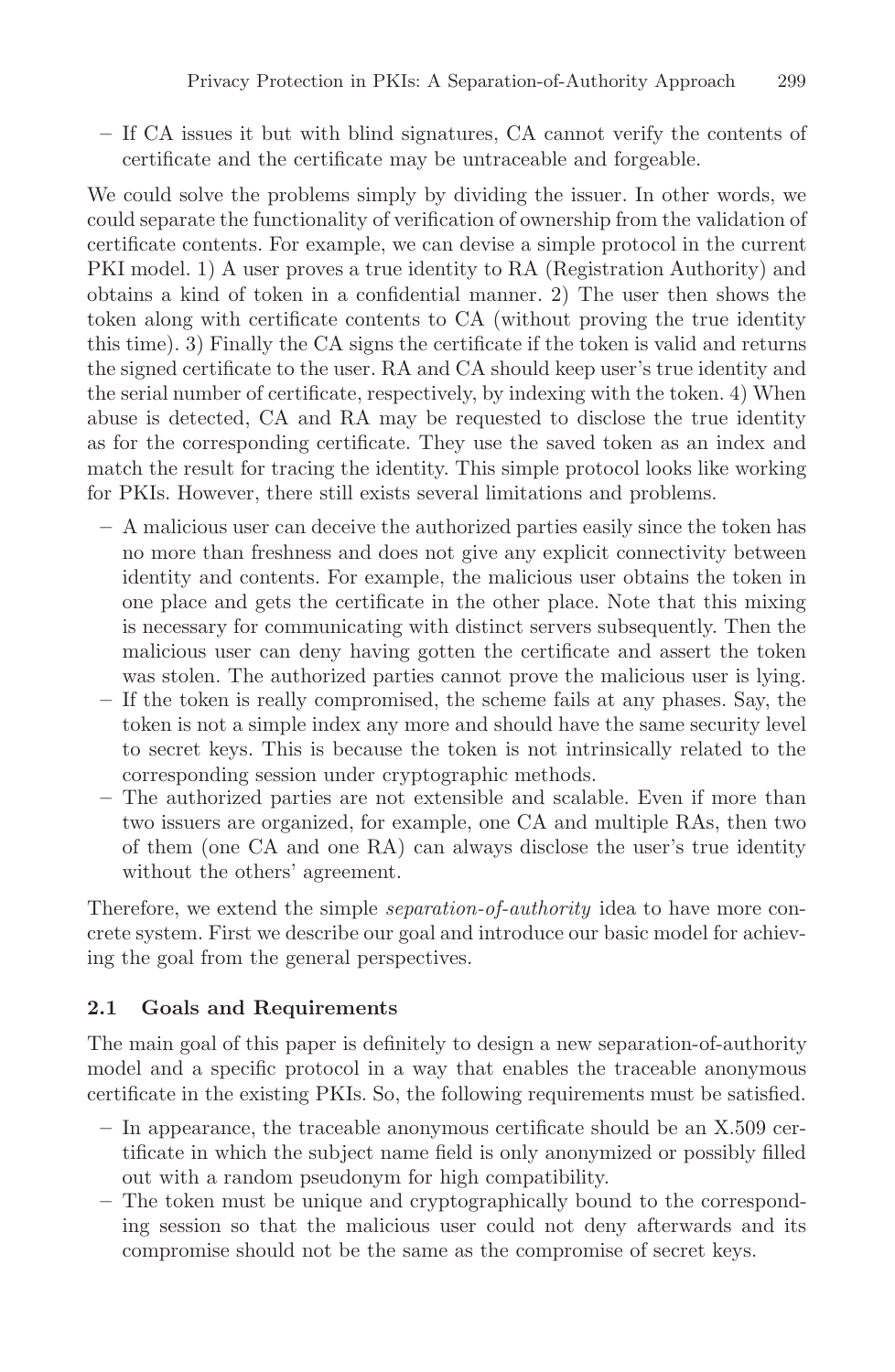- If CA issues it but with blind signatures, CA cannot verify the contents of certificate and the certificate may be untraceable and forgeable.

We could solve the problems simply by dividing the issuer. In other words, we could separate the functionality of verification of ownership from the validation of certificate contents. For example, we can devise a simple protocol in the current PKI model. 1) A user proves a true identity to RA (Registration Authority) and obtains a kind of token in a confidential manner. 2) The user then shows the token along with certificate contents to CA (without proving the true identity this time). 3) Finally the CA signs the certificate if the token is valid and returns the signed certificate to the user. RA and CA should keep user's true identity and the serial number of certificate, respectively, by indexing with the token. 4) When abuse is detected, CA and RA may be requested to disclose the true identity as for the corresponding certificate. They use the saved token as an index and match the result for tracing the identity. This simple protocol looks like working for PKIs. However, there still exists several limitations and problems.

- A malicious user can deceive the authorized parties easily since the token has no more than freshness and does not give any explicit connectivity between identity and contents. For example, the malicious user obtains the token in one place and gets the certificate in the other place. Note that this mixing is necessary for communicating with distinct servers subsequently. Then the malicious user can deny having gotten the certificate and assert the token was stolen. The authorized parties cannot prove the malicious user is lying.
- If the token is really compromised, the scheme fails at any phases. Say, the token is not a simple index any more and should have the same security level to secret keys. This is because the token is not intrinsically related to the corresponding session under cryptographic methods.
- The authorized parties are not extensible and scalable. Even if more than two issuers are organized, for example, one CA and multiple RAs, then two of them (one CA and one RA) can always disclose the user's true identity without the others' agreement.

Therefore, we extend the simple *separation-of-authority* idea to have more concrete system. First we describe our goal and introduce our basic model for achieving the goal from the general perspectives.

### 2.1 Goals and Requirements

The main goal of this paper is definitely to design a new separation-of-authority model and a specific protocol in a way that enables the traceable anonymous certificate in the existing PKIs. So, the following requirements must be satisfied.

- In appearance, the traceable anonymous certificate should be an X.509 certificate in which the subject name field is only anonymized or possibly filled out with a random pseudonym for high compatibility.
- The token must be unique and cryptographically bound to the corresponding session so that the malicious user could not deny afterwards and its compromise should not be the same as the compromise of secret keys.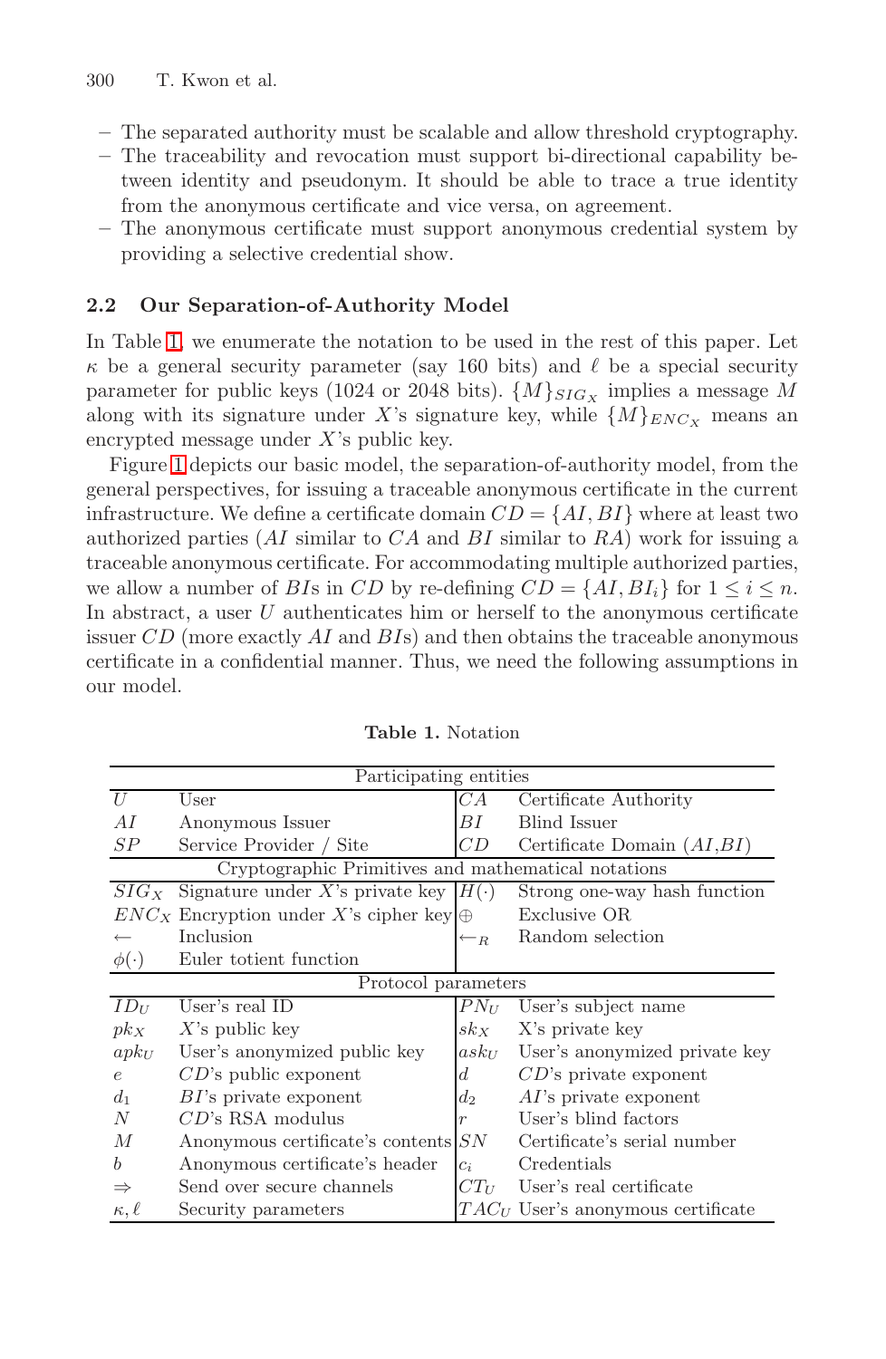- The separated authority must be scalable and allow threshold cryptography.
- The traceability and revocation must support bi-directional capability between identity and pseudonym. It should be able to trace a true identity from the anonymous certificate and vice versa, on agreement.
- The anonymous certificate must support anonymous credential system by providing a selective credential show.

### 2.2 Our Separation-of-Authority Model

In Table 1, we enumerate the notation to be used in the rest of this paper. Let $\kappa$ be a general security parameter (say 160 bits) and $\ell$ be a special security parameter for public keys (1024 or 2048 bits). $\{M\}_{SIG_X}$ implies a message $M$ along with its signature under $X$'s signature key, while $\{M\}_{ENC_X}$ means an encrypted message under $X$'s public key.

Figure 1 depicts our basic model, the separation-of-authority model, from the general perspectives, for issuing a traceable anonymous certificate in the current infrastructure. We define a certificate domain $CD = \{AI, BI\}$ where at least two authorized parties ($AI$ similar to $CA$ and $BI$ similar to $RA$) work for issuing a traceable anonymous certificate. For accommodating multiple authorized parties, we allow a number of $BI$s in $CD$ by re-defining $CD = \{AI, BI_i\}$ for $1 \leq i \leq n$. In abstract, a user $U$ authenticates him or herself to the anonymous certificate issuer $CD$ (more exactly $AI$ and $BI$s) and then obtains the traceable anonymous certificate in a confidential manner. Thus, we need the following assumptions in our model.

**Table 1.** Notation

| Participating entities | | | |
|---|---|---|---|
| $U$ | User | $CA$ | Certificate Authority |
| $AI$ | Anonymous Issuer | $BI$ | Blind Issuer |
| $SP$ | Service Provider / Site | $CD$ | Certificate Domain ($AI$,$BI$) |
| **Cryptographic Primitives and mathematical notations** | | | |
| $SIG_X$ | Signature under $X$'s private key | $H(\cdot)$ | Strong one-way hash function |
| $ENC_X$ | Encryption under $X$'s cipher key | $\oplus$ | Exclusive OR |
| $\leftarrow$ | Inclusion | $\leftarrow_R$ | Random selection |
| $\phi(\cdot)$ | Euler totient function | | |
| **Protocol parameters** | | | |
| $ID_U$ | User's real ID | $PN_U$ | User's subject name |
| $pk_X$ | $X$'s public key | $sk_X$ | X's private key |
| $apk_U$ | User's anonymized public key | $ask_U$ | User's anonymized private key |
| $e$ | $CD$'s public exponent | $d$ | $CD$'s private exponent |
| $d_1$ | $BI$'s private exponent | $d_2$ | $AI$'s private exponent |
| $N$ | $CD$'s RSA modulus | $r$ | User's blind factors |
| $M$ | Anonymous certificate's contents | $SN$ | Certificate's serial number |
| $b$ | Anonymous certificate's header | $c_i$ | Credentials |
| $\Rightarrow$ | Send over secure channels | $CT_U$ | User's real certificate |
| $\kappa, \ell$ | Security parameters | $TAC_U$ | User's anonymous certificate |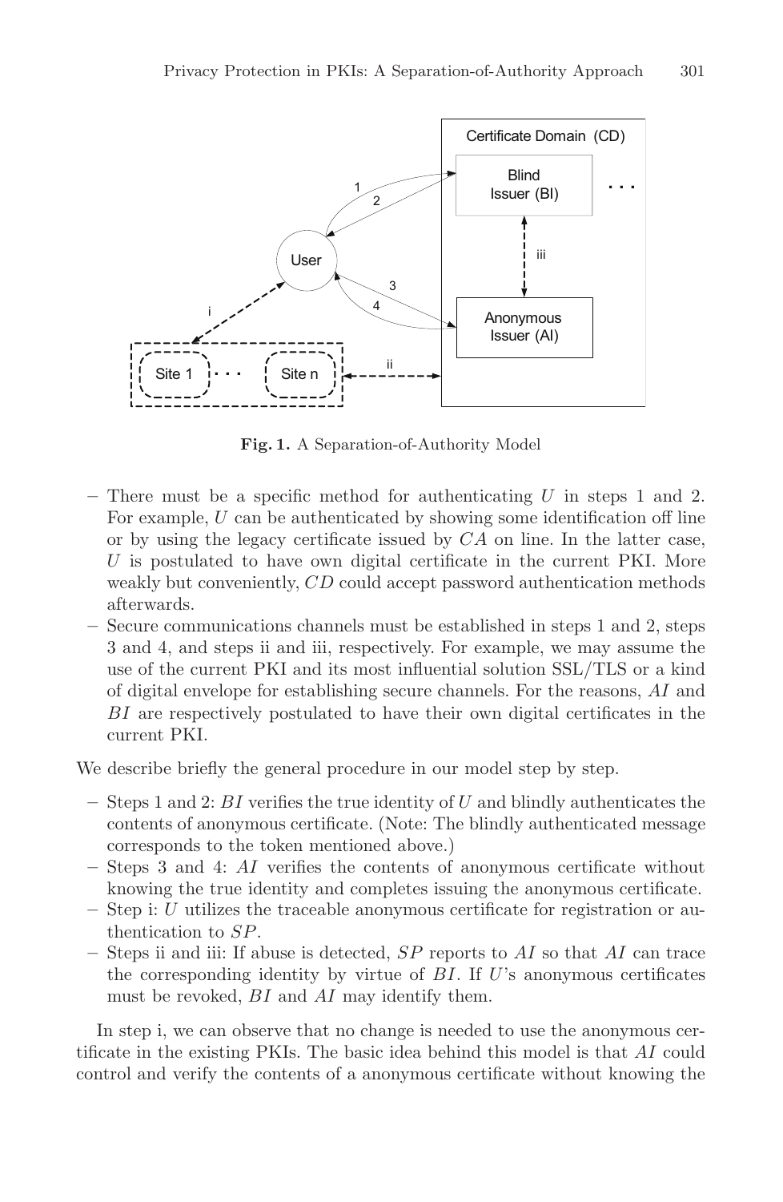**Fig. 1.** A Separation-of-Authority Model

- There must be a specific method for authenticating $U$ in steps 1 and 2. For example, $U$ can be authenticated by showing some identification off line or by using the legacy certificate issued by $CA$ on line. In the latter case, $U$ is postulated to have own digital certificate in the current PKI. More weakly but conveniently, $CD$ could accept password authentication methods afterwards.
- Secure communications channels must be established in steps 1 and 2, steps 3 and 4, and steps ii and iii, respectively. For example, we may assume the use of the current PKI and its most influential solution SSL/TLS or a kind of digital envelope for establishing secure channels. For the reasons, $AI$ and $BI$ are respectively postulated to have their own digital certificates in the current PKI.

We describe briefly the general procedure in our model step by step.

- Steps 1 and 2: $BI$ verifies the true identity of $U$ and blindly authenticates the contents of anonymous certificate. (Note: The blindly authenticated message corresponds to the token mentioned above.)
- Steps 3 and 4: $AI$ verifies the contents of anonymous certificate without knowing the true identity and completes issuing the anonymous certificate.
- Step i: $U$ utilizes the traceable anonymous certificate for registration or authentication to $SP$.
- Steps ii and iii: If abuse is detected, $SP$ reports to $AI$ so that $AI$ can trace the corresponding identity by virtue of $BI$. If $U$'s anonymous certificates must be revoked, $BI$ and $AI$ may identify them.

In step i, we can observe that no change is needed to use the anonymous certificate in the existing PKIs. The basic idea behind this model is that $AI$ could control and verify the contents of a anonymous certificate without knowing the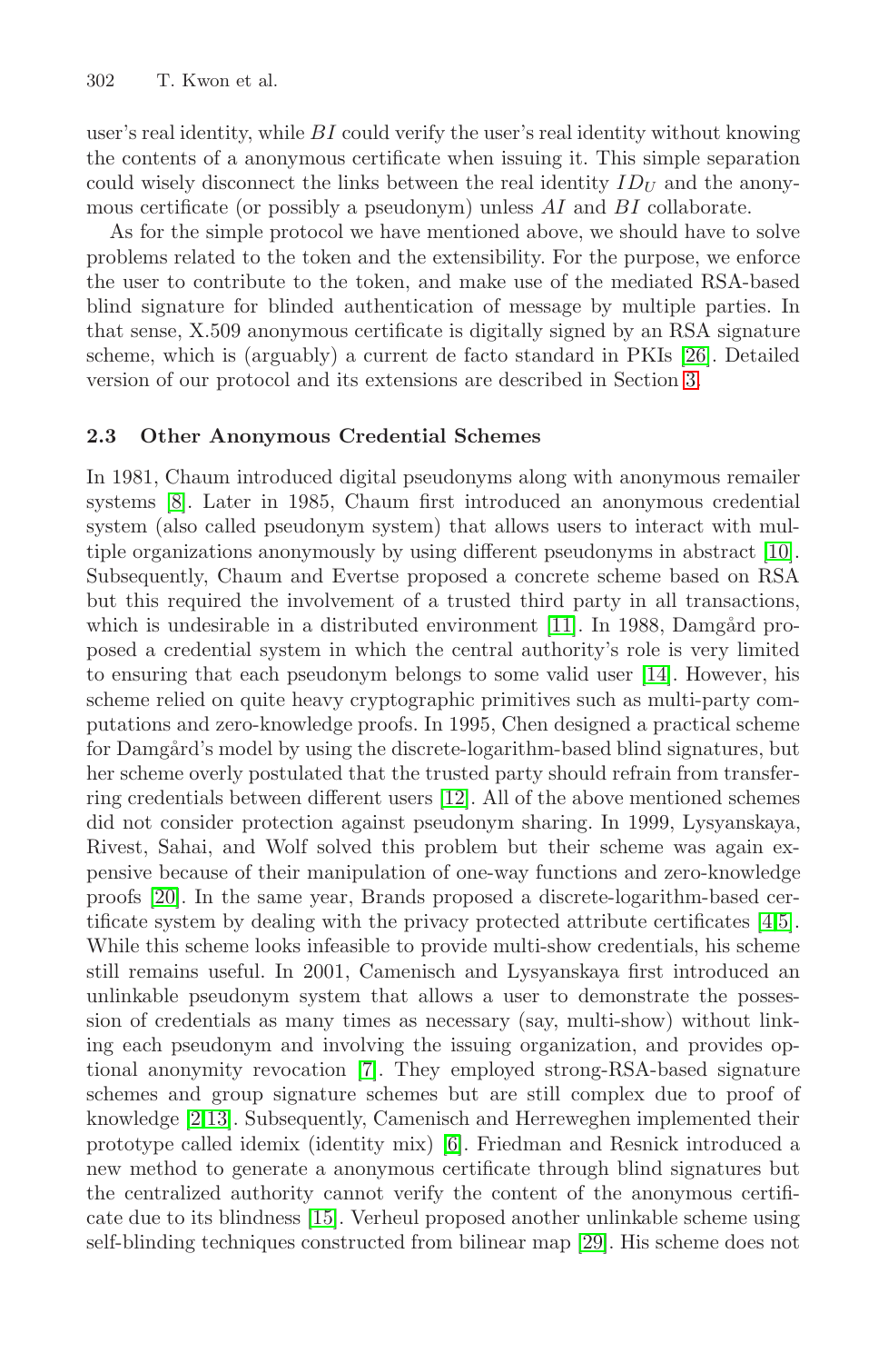user's real identity, while $BI$ could verify the user's real identity without knowing the contents of a anonymous certificate when issuing it. This simple separation could wisely disconnect the links between the real identity $ID_U$ and the anonymous certificate (or possibly a pseudonym) unless $AI$ and $BI$ collaborate.

As for the simple protocol we have mentioned above, we should have to solve problems related to the token and the extensibility. For the purpose, we enforce the user to contribute to the token, and make use of the mediated RSA-based blind signature for blinded authentication of message by multiple parties. In that sense, X.509 anonymous certificate is digitally signed by an RSA signature scheme, which is (arguably) a current de facto standard in PKIs [26]. Detailed version of our protocol and its extensions are described in Section 3.

### 2.3 Other Anonymous Credential Schemes

In 1981, Chaum introduced digital pseudonyms along with anonymous remailer systems [8]. Later in 1985, Chaum first introduced an anonymous credential system (also called pseudonym system) that allows users to interact with multiple organizations anonymously by using different pseudonyms in abstract [10]. Subsequently, Chaum and Evertse proposed a concrete scheme based on RSA but this required the involvement of a trusted third party in all transactions, which is undesirable in a distributed environment [11]. In 1988, Damgård proposed a credential system in which the central authority's role is very limited to ensuring that each pseudonym belongs to some valid user [14]. However, his scheme relied on quite heavy cryptographic primitives such as multi-party computations and zero-knowledge proofs. In 1995, Chen designed a practical scheme for Damgård's model by using the discrete-logarithm-based blind signatures, but her scheme overly postulated that the trusted party should refrain from transferring credentials between different users [12]. All of the above mentioned schemes did not consider protection against pseudonym sharing. In 1999, Lysyanskaya, Rivest, Sahai, and Wolf solved this problem but their scheme was again expensive because of their manipulation of one-way functions and zero-knowledge proofs [20]. In the same year, Brands proposed a discrete-logarithm-based certificate system by dealing with the privacy protected attribute certificates [4,5]. While this scheme looks infeasible to provide multi-show credentials, his scheme still remains useful. In 2001, Camenisch and Lysyanskaya first introduced an unlinkable pseudonym system that allows a user to demonstrate the possession of credentials as many times as necessary (say, multi-show) without linking each pseudonym and involving the issuing organization, and provides optional anonymity revocation [7]. They employed strong-RSA-based signature schemes and group signature schemes but are still complex due to proof of knowledge [2,13]. Subsequently, Camenisch and Herreweghen implemented their prototype called idemix (identity mix) [6]. Friedman and Resnick introduced a new method to generate a anonymous certificate through blind signatures but the centralized authority cannot verify the content of the anonymous certificate due to its blindness [15]. Verheul proposed another unlinkable scheme using self-blinding techniques constructed from bilinear map [29]. His scheme does not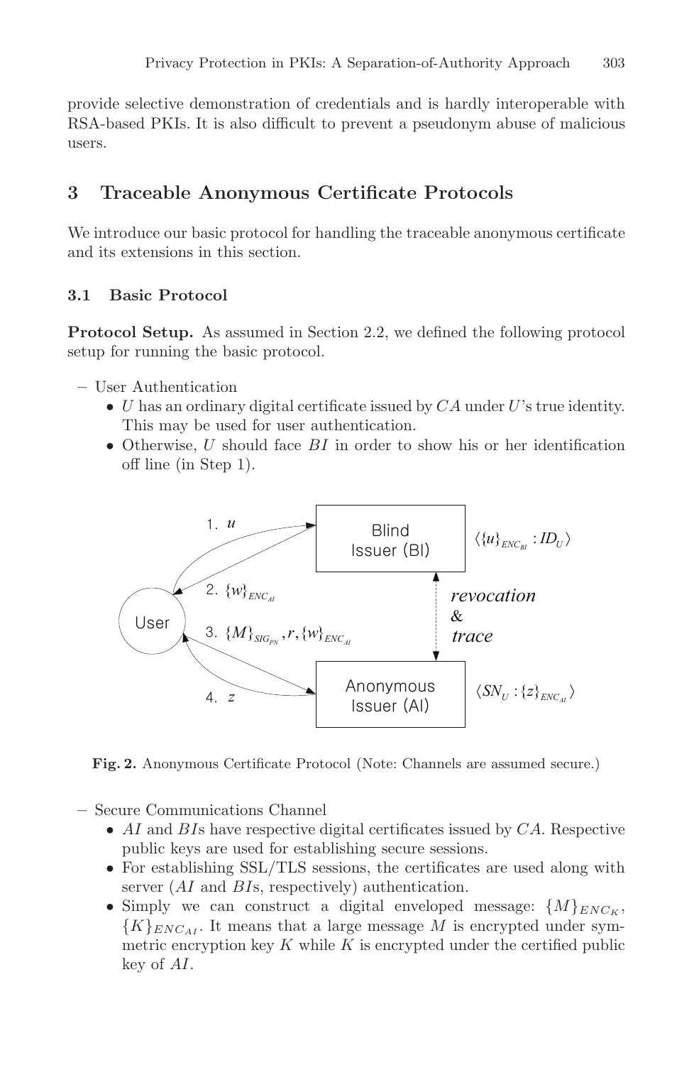provide selective demonstration of credentials and is hardly interoperable with RSA-based PKIs. It is also difficult to prevent a pseudonym abuse of malicious users.

## 3 Traceable Anonymous Certificate Protocols

We introduce our basic protocol for handling the traceable anonymous certificate and its extensions in this section.

### 3.1 Basic Protocol

**Protocol Setup.** As assumed in Section 2.2, we defined the following protocol setup for running the basic protocol.

- User Authentication
  - $U$ has an ordinary digital certificate issued by $CA$ under $U$'s true identity. This may be used for user authentication.
  - Otherwise, $U$ should face $BI$ in order to show his or her identification off line (in Step 1).

**Fig. 2.** Anonymous Certificate Protocol (Note: Channels are assumed secure.)

- Secure Communications Channel
  - $AI$ and $BI$s have respective digital certificates issued by $CA$. Respective public keys are used for establishing secure sessions.
  - For establishing SSL/TLS sessions, the certificates are used along with server ($AI$ and $BI$s, respectively) authentication.
  - Simply we can construct a digital enveloped message: $\{M\}_{ENC_K}$, $\{K\}_{ENC_{AI}}$. It means that a large message $M$ is encrypted under symmetric encryption key $K$ while $K$ is encrypted under the certified public key of $AI$.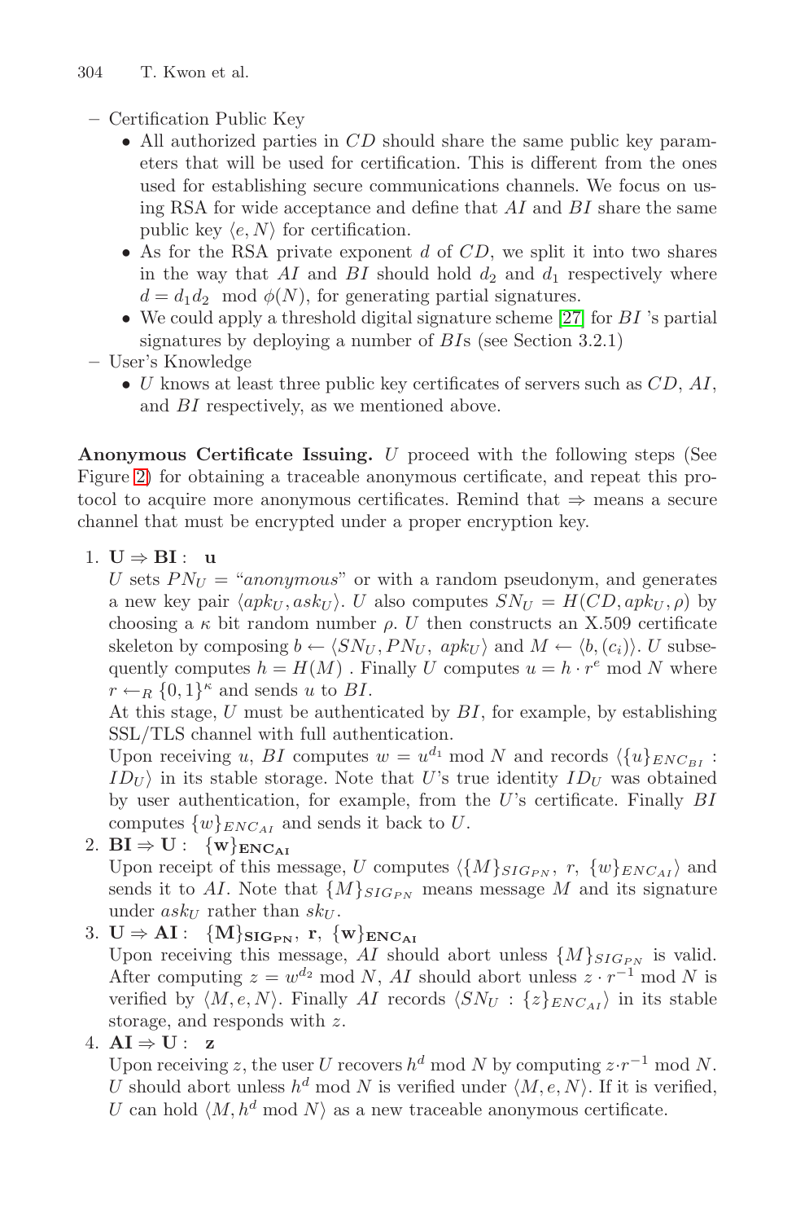- Certification Public Key
  - All authorized parties in $CD$ should share the same public key parameters that will be used for certification. This is different from the ones used for establishing secure communications channels. We focus on using RSA for wide acceptance and define that $AI$ and $BI$ share the same public key $\langle e, N\rangle$ for certification.
  - As for the RSA private exponent $d$ of $CD$, we split it into two shares in the way that $AI$ and $BI$ should hold $d_2$ and $d_1$ respectively where $d = d_1 d_2 \mod \phi(N)$, for generating partial signatures.
  - We could apply a threshold digital signature scheme [27] for $BI$ 's partial signatures by deploying a number of $BI$s (see Section 3.2.1)
- User's Knowledge
  - $U$ knows at least three public key certificates of servers such as $CD$, $AI$, and $BI$ respectively, as we mentioned above.

**Anonymous Certificate Issuing.** $U$ proceed with the following steps (See Figure 2) for obtaining a traceable anonymous certificate, and repeat this protocol to acquire more anonymous certificates. Remind that $\Rightarrow$ means a secure channel that must be encrypted under a proper encryption key.

1. $\mathbf{U \Rightarrow BI}$ : $\mathbf{u}$
   $U$ sets $PN_U$ = "*anonymous*" or with a random pseudonym, and generates a new key pair $\langle apk_U, ask_U\rangle$. $U$ also computes $SN_U = H(CD, apk_U, \rho)$ by choosing a $\kappa$ bit random number $\rho$. $U$ then constructs an X.509 certificate skeleton by composing $b \leftarrow \langle SN_U, PN_U,\ apk_U\rangle$ and $M \leftarrow \langle b, (c_i)\rangle$. $U$ subsequently computes $h = H(M)$ . Finally $U$ computes $u = h \cdot r^e \bmod N$ where $r \leftarrow_R \{0,1\}^\kappa$ and sends $u$ to $BI$.
   At this stage, $U$ must be authenticated by $BI$, for example, by establishing SSL/TLS channel with full authentication.
   Upon receiving $u$, $BI$ computes $w = u^{d_1} \bmod N$ and records $\langle \{u\}_{ENC_{BI}} : ID_U\rangle$ in its stable storage. Note that $U$'s true identity $ID_U$ was obtained by user authentication, for example, from the $U$'s certificate. Finally $BI$ computes $\{w\}_{ENC_{AI}}$ and sends it back to $U$.
2. $\mathbf{BI \Rightarrow U}$ : $\mathbf{\{w\}_{ENC_{AI}}}$
   Upon receipt of this message, $U$ computes $\langle \{M\}_{SIG_{PN}},\ r,\ \{w\}_{ENC_{AI}}\rangle$ and sends it to $AI$. Note that $\{M\}_{SIG_{PN}}$ means message $M$ and its signature under $ask_U$ rather than $sk_U$.
3. $\mathbf{U \Rightarrow AI}$ : $\mathbf{\{M\}_{SIG_{PN}},\ r,\ \{w\}_{ENC_{AI}}}$
   Upon receiving this message, $AI$ should abort unless $\{M\}_{SIG_{PN}}$ is valid. After computing $z = w^{d_2} \bmod N$, $AI$ should abort unless $z \cdot r^{-1} \bmod N$ is verified by $\langle M, e, N\rangle$. Finally $AI$ records $\langle SN_U : \{z\}_{ENC_{AI}}\rangle$ in its stable storage, and responds with $z$.
4. $\mathbf{AI \Rightarrow U}$ : $\mathbf{z}$
   Upon receiving $z$, the user $U$ recovers $h^d \bmod N$ by computing $z \cdot r^{-1} \bmod N$. $U$ should abort unless $h^d \bmod N$ is verified under $\langle M, e, N\rangle$. If it is verified, $U$ can hold $\langle M, h^d \bmod N\rangle$ as a new traceable anonymous certificate.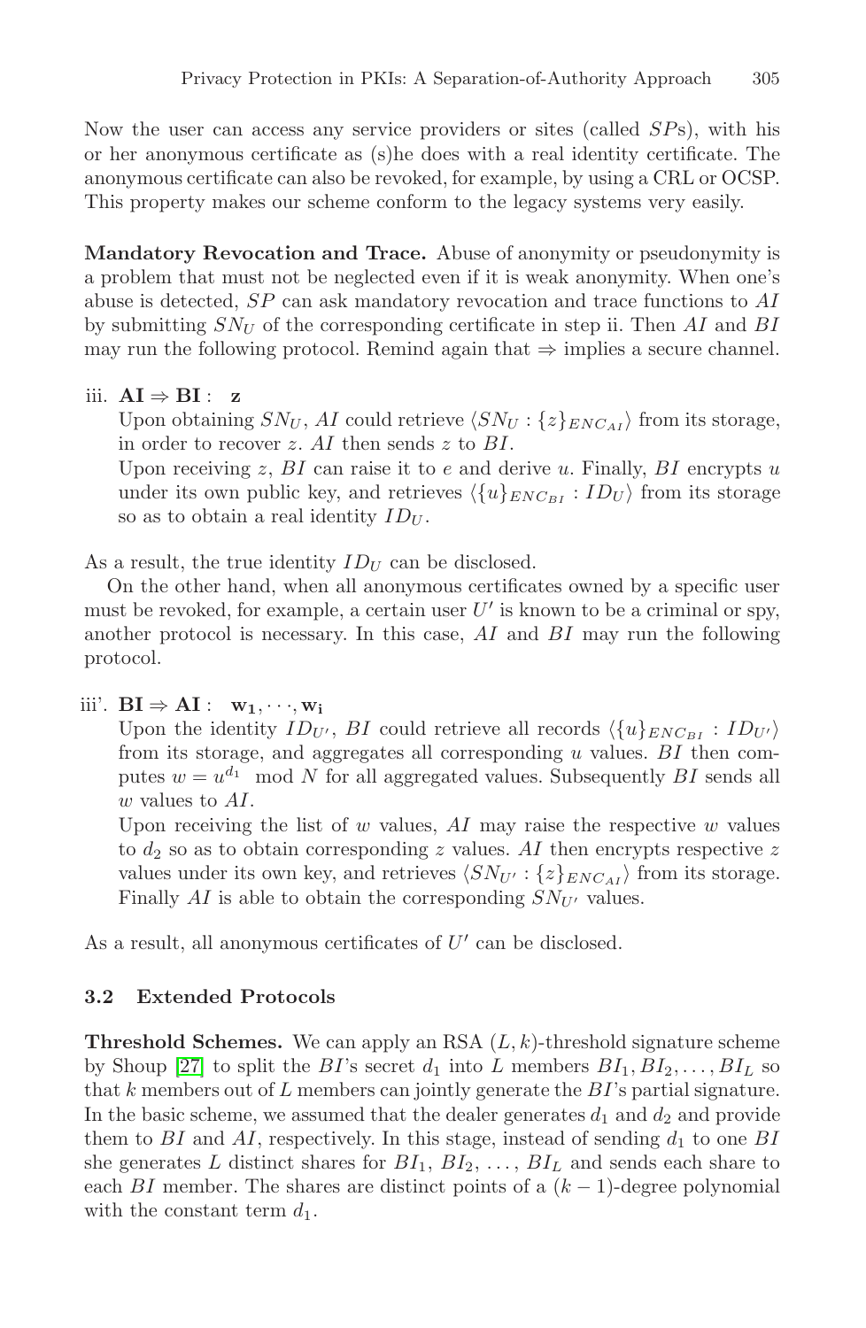Now the user can access any service providers or sites (called $SP$s), with his or her anonymous certificate as (s)he does with a real identity certificate. The anonymous certificate can also be revoked, for example, by using a CRL or OCSP. This property makes our scheme conform to the legacy systems very easily.

**Mandatory Revocation and Trace.** Abuse of anonymity or pseudonymity is a problem that must not be neglected even if it is weak anonymity. When one's abuse is detected, $SP$ can ask mandatory revocation and trace functions to $AI$ by submitting $SN_U$ of the corresponding certificate in step ii. Then $AI$ and $BI$ may run the following protocol. Remind again that $\Rightarrow$ implies a secure channel.

iii. $\mathbf{AI} \Rightarrow \mathbf{BI}$ : $\mathbf{z}$

Upon obtaining $SN_U$, $AI$ could retrieve $\langle SN_U : \{z\}_{ENC_{AI}} \rangle$ from its storage, in order to recover $z$. $AI$ then sends $z$ to $BI$.

Upon receiving $z$, $BI$ can raise it to $e$ and derive $u$. Finally, $BI$ encrypts $u$ under its own public key, and retrieves $\langle \{u\}_{ENC_{BI}} : ID_U \rangle$ from its storage so as to obtain a real identity $ID_U$.

As a result, the true identity $ID_U$ can be disclosed.

On the other hand, when all anonymous certificates owned by a specific user must be revoked, for example, a certain user $U'$ is known to be a criminal or spy, another protocol is necessary. In this case, $AI$ and $BI$ may run the following protocol.

iii'. $\mathbf{BI} \Rightarrow \mathbf{AI}$ : $\mathbf{w_1}, \cdots, \mathbf{w_i}$

Upon the identity $ID_{U'}$, $BI$ could retrieve all records $\langle \{u\}_{ENC_{BI}} : ID_{U'} \rangle$ from its storage, and aggregates all corresponding $u$ values. $BI$ then computes $w = u^{d_1} \mod N$ for all aggregated values. Subsequently $BI$ sends all $w$ values to $AI$.

Upon receiving the list of $w$ values, $AI$ may raise the respective $w$ values to $d_2$ so as to obtain corresponding $z$ values. $AI$ then encrypts respective $z$ values under its own key, and retrieves $\langle SN_{U'} : \{z\}_{ENC_{AI}} \rangle$ from its storage. Finally $AI$ is able to obtain the corresponding $SN_{U'}$ values.

As a result, all anonymous certificates of $U'$ can be disclosed.

### 3.2 Extended Protocols

**Threshold Schemes.** We can apply an RSA $(L, k)$-threshold signature scheme by Shoup [27] to split the $BI$'s secret $d_1$ into $L$ members $BI_1, BI_2, \ldots, BI_L$ so that $k$ members out of $L$ members can jointly generate the $BI$'s partial signature. In the basic scheme, we assumed that the dealer generates $d_1$ and $d_2$ and provide them to $BI$ and $AI$, respectively. In this stage, instead of sending $d_1$ to one $BI$ she generates $L$ distinct shares for $BI_1$, $BI_2$, $\ldots$, $BI_L$ and sends each share to each $BI$ member. The shares are distinct points of a $(k-1)$-degree polynomial with the constant term $d_1$.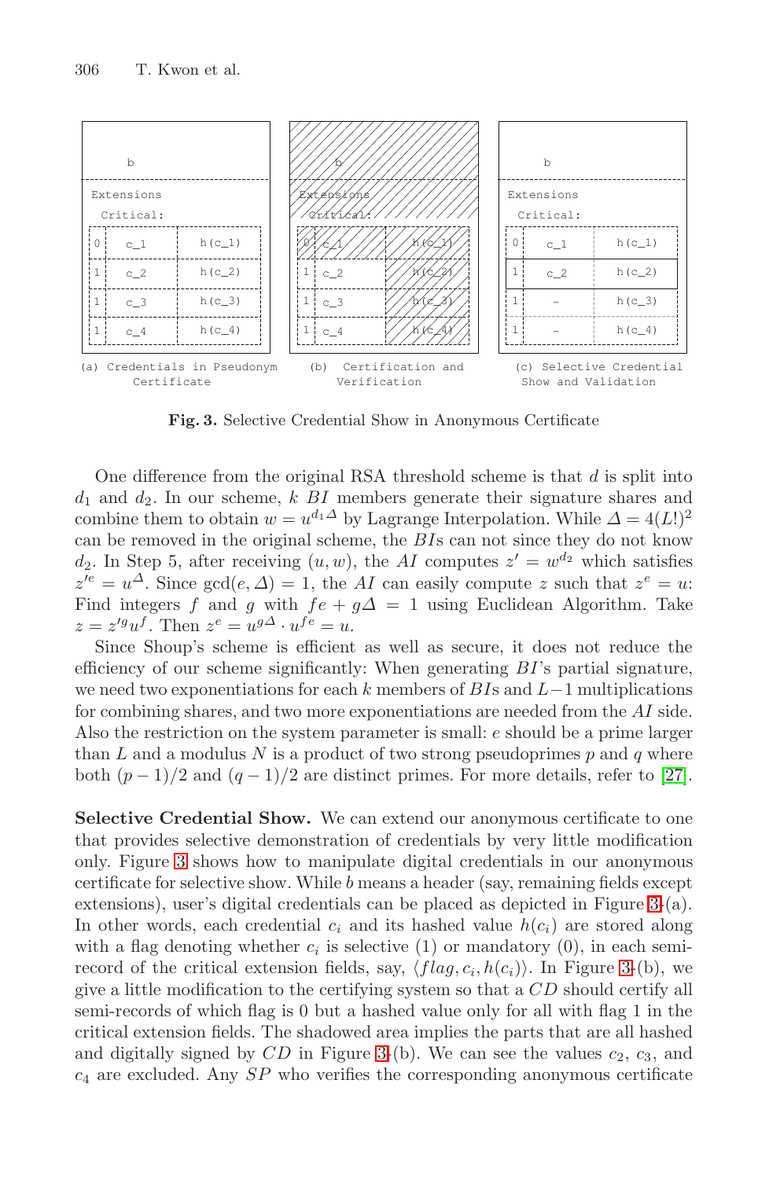| b | | |
|---|---|---|
| Extensions | | |
| Critical: | | |
| 0 | c_1 | h(c_1) |
| 1 | c_2 | h(c_2) |
| 1 | c_3 | h(c_3) |
| 1 | c_4 | h(c_4) |

(a) Credentials in Pseudonym Certificate

| b | | |
|---|---|---|
| Extensions | | |
| Critical: | | |
| 0 | c_1 | h(c_1) |
| 1 | c_2 | h(c_2) |
| 1 | c_3 | h(c_3) |
| 1 | c_4 | h(c_4) |

(b) Certification and Verification

| b | | |
|---|---|---|
| Extensions | | |
| Critical: | | |
| 0 | c_1 | h(c_1) |
| 1 | c_2 | h(c_2) |
| 1 | - | h(c_3) |
| 1 | - | h(c_4) |

(c) Selective Credential Show and Validation

**Fig. 3.** Selective Credential Show in Anonymous Certificate

One difference from the original RSA threshold scheme is that $d$ is split into $d_1$ and $d_2$. In our scheme, $k$ $BI$ members generate their signature shares and combine them to obtain $w = u^{d_1\Delta}$ by Lagrange Interpolation. While $\Delta = 4(L!)^2$ can be removed in the original scheme, the $BI$s can not since they do not know $d_2$. In Step 5, after receiving $(u, w)$, the $AI$ computes $z' = w^{d_2}$ which satisfies $z'^e = u^{\Delta}$. Since $\gcd(e, \Delta) = 1$, the $AI$ can easily compute $z$ such that $z^e = u$: Find integers $f$ and $g$ with $fe + g\Delta = 1$ using Euclidean Algorithm. Take $z = z'^g u^f$. Then $z^e = u^{g\Delta} \cdot u^{fe} = u$.

Since Shoup's scheme is efficient as well as secure, it does not reduce the efficiency of our scheme significantly: When generating $BI$'s partial signature, we need two exponentiations for each $k$ members of $BI$s and $L-1$ multiplications for combining shares, and two more exponentiations are needed from the $AI$ side. Also the restriction on the system parameter is small: $e$ should be a prime larger than $L$ and a modulus $N$ is a product of two strong pseudoprimes $p$ and $q$ where both $(p-1)/2$ and $(q-1)/2$ are distinct primes. For more details, refer to [27].

**Selective Credential Show.** We can extend our anonymous certificate to one that provides selective demonstration of credentials by very little modification only. Figure 3 shows how to manipulate digital credentials in our anonymous certificate for selective show. While $b$ means a header (say, remaining fields except extensions), user's digital credentials can be placed as depicted in Figure 3-(a). In other words, each credential $c_i$ and its hashed value $h(c_i)$ are stored along with a flag denoting whether $c_i$ is selective (1) or mandatory (0), in each semi-record of the critical extension fields, say, $\langle flag, c_i, h(c_i)\rangle$. In Figure 3-(b), we give a little modification to the certifying system so that a $CD$ should certify all semi-records of which flag is 0 but a hashed value only for all with flag 1 in the critical extension fields. The shadowed area implies the parts that are all hashed and digitally signed by $CD$ in Figure 3-(b). We can see the values $c_2$, $c_3$, and $c_4$ are excluded. Any $SP$ who verifies the corresponding anonymous certificate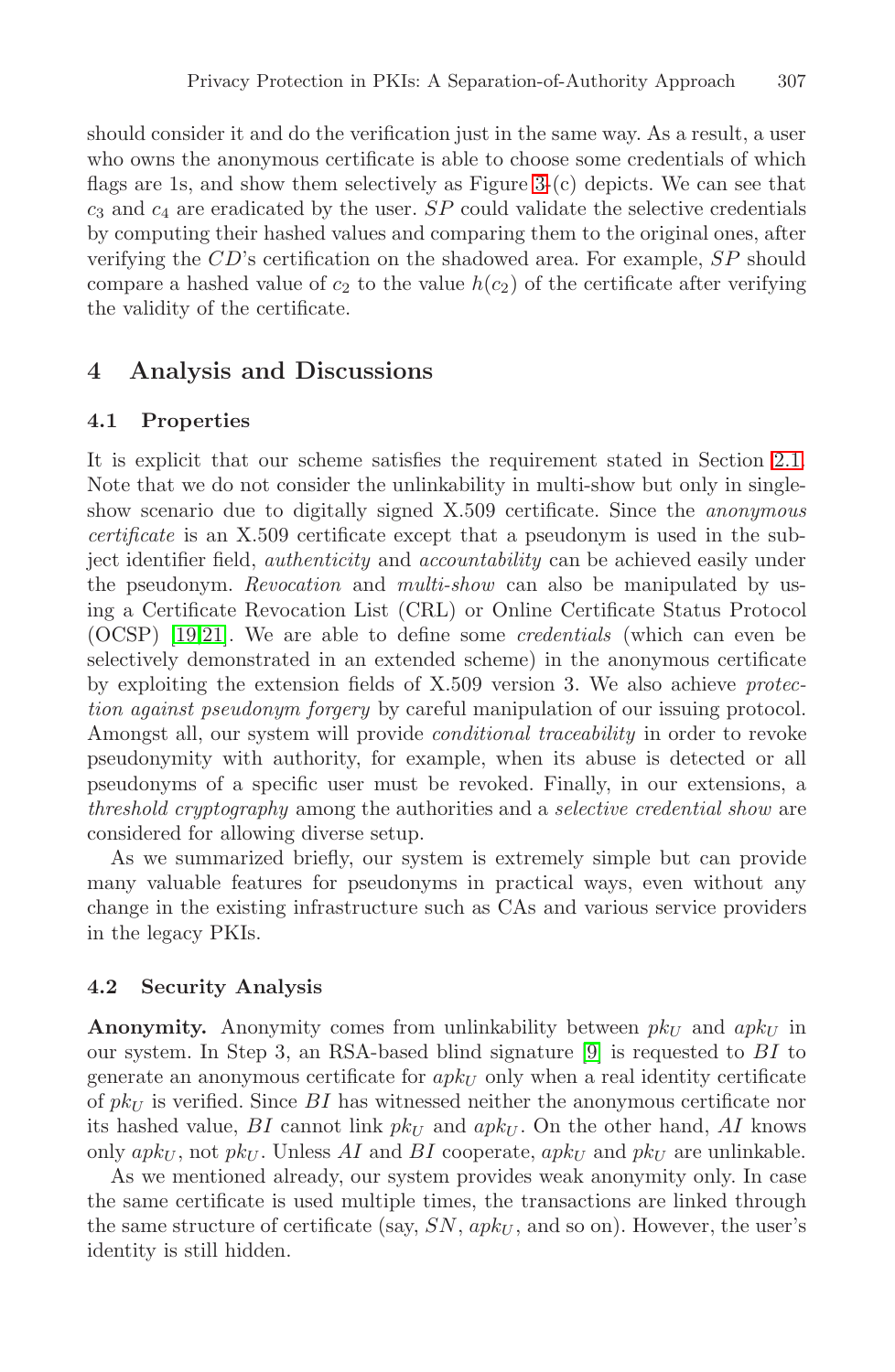should consider it and do the verification just in the same way. As a result, a user who owns the anonymous certificate is able to choose some credentials of which flags are 1s, and show them selectively as Figure 3-(c) depicts. We can see that $c_3$ and $c_4$ are eradicated by the user. $SP$ could validate the selective credentials by computing their hashed values and comparing them to the original ones, after verifying the $CD$'s certification on the shadowed area. For example, $SP$ should compare a hashed value of $c_2$ to the value $h(c_2)$ of the certificate after verifying the validity of the certificate.

## 4 Analysis and Discussions

### 4.1 Properties

It is explicit that our scheme satisfies the requirement stated in Section 2.1. Note that we do not consider the unlinkability in multi-show but only in single-show scenario due to digitally signed X.509 certificate. Since the *anonymous certificate* is an X.509 certificate except that a pseudonym is used in the subject identifier field, *authenticity* and *accountability* can be achieved easily under the pseudonym. *Revocation* and *multi-show* can also be manipulated by using a Certificate Revocation List (CRL) or Online Certificate Status Protocol (OCSP) [19,21]. We are able to define some *credentials* (which can even be selectively demonstrated in an extended scheme) in the anonymous certificate by exploiting the extension fields of X.509 version 3. We also achieve *protection against pseudonym forgery* by careful manipulation of our issuing protocol. Amongst all, our system will provide *conditional traceability* in order to revoke pseudonymity with authority, for example, when its abuse is detected or all pseudonyms of a specific user must be revoked. Finally, in our extensions, a *threshold cryptography* among the authorities and a *selective credential show* are considered for allowing diverse setup.

As we summarized briefly, our system is extremely simple but can provide many valuable features for pseudonyms in practical ways, even without any change in the existing infrastructure such as CAs and various service providers in the legacy PKIs.

### 4.2 Security Analysis

**Anonymity.** Anonymity comes from unlinkability between $pk_U$ and $apk_U$ in our system. In Step 3, an RSA-based blind signature [9] is requested to $BI$ to generate an anonymous certificate for $apk_U$ only when a real identity certificate of $pk_U$ is verified. Since $BI$ has witnessed neither the anonymous certificate nor its hashed value, $BI$ cannot link $pk_U$ and $apk_U$. On the other hand, $AI$ knows only $apk_U$, not $pk_U$. Unless $AI$ and $BI$ cooperate, $apk_U$ and $pk_U$ are unlinkable.

As we mentioned already, our system provides weak anonymity only. In case the same certificate is used multiple times, the transactions are linked through the same structure of certificate (say, $SN$, $apk_U$, and so on). However, the user's identity is still hidden.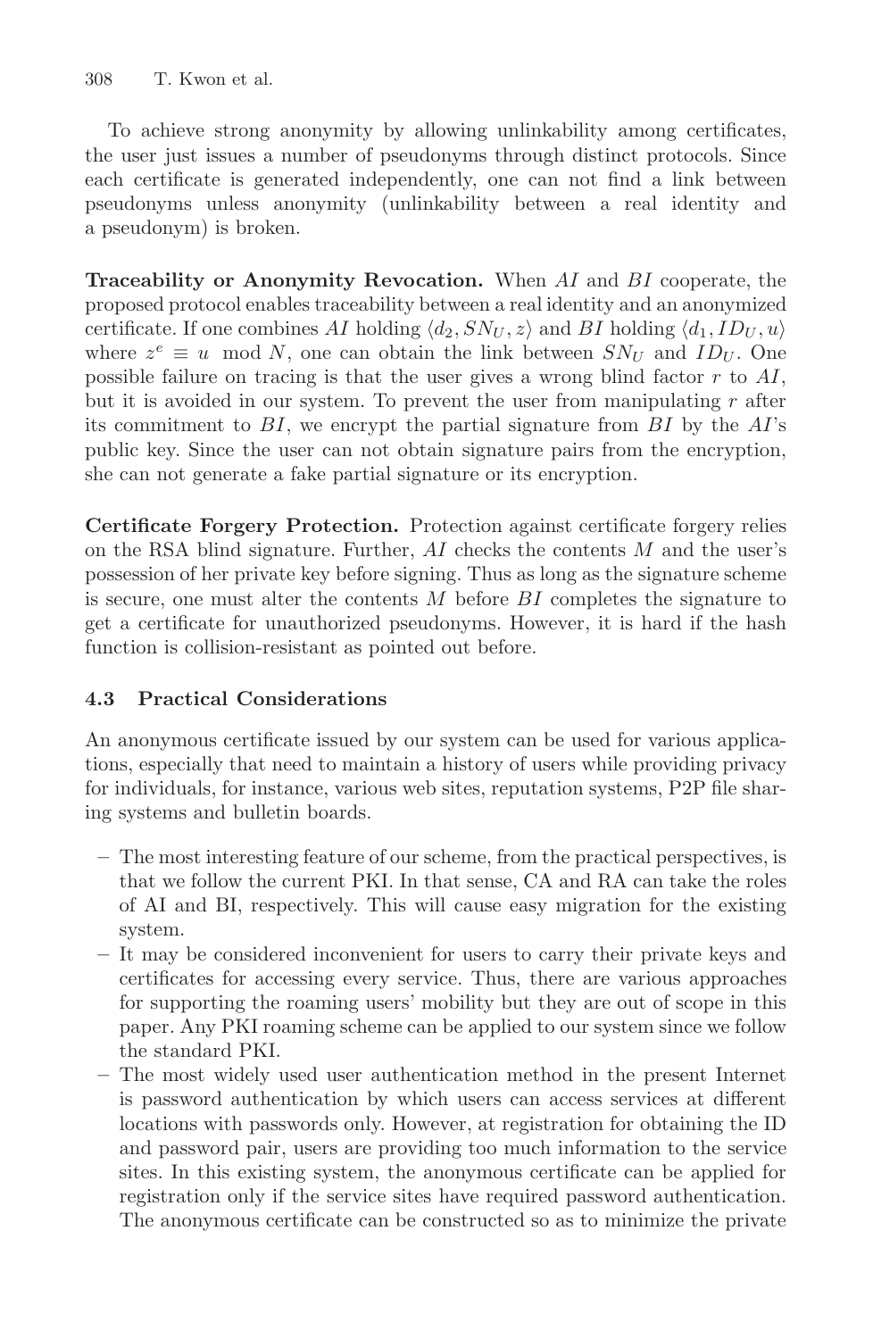To achieve strong anonymity by allowing unlinkability among certificates, the user just issues a number of pseudonyms through distinct protocols. Since each certificate is generated independently, one can not find a link between pseudonyms unless anonymity (unlinkability between a real identity and a pseudonym) is broken.

**Traceability or Anonymity Revocation.** When $AI$ and $BI$ cooperate, the proposed protocol enables traceability between a real identity and an anonymized certificate. If one combines $AI$ holding $\langle d_2, SN_U, z\rangle$ and $BI$ holding $\langle d_1, ID_U, u\rangle$ where $z^e \equiv u \mod N$, one can obtain the link between $SN_U$ and $ID_U$. One possible failure on tracing is that the user gives a wrong blind factor $r$ to $AI$, but it is avoided in our system. To prevent the user from manipulating $r$ after its commitment to $BI$, we encrypt the partial signature from $BI$ by the $AI$'s public key. Since the user can not obtain signature pairs from the encryption, she can not generate a fake partial signature or its encryption.

**Certificate Forgery Protection.** Protection against certificate forgery relies on the RSA blind signature. Further, $AI$ checks the contents $M$ and the user's possession of her private key before signing. Thus as long as the signature scheme is secure, one must alter the contents $M$ before $BI$ completes the signature to get a certificate for unauthorized pseudonyms. However, it is hard if the hash function is collision-resistant as pointed out before.

### 4.3 Practical Considerations

An anonymous certificate issued by our system can be used for various applications, especially that need to maintain a history of users while providing privacy for individuals, for instance, various web sites, reputation systems, P2P file sharing systems and bulletin boards.

- The most interesting feature of our scheme, from the practical perspectives, is that we follow the current PKI. In that sense, CA and RA can take the roles of AI and BI, respectively. This will cause easy migration for the existing system.
- It may be considered inconvenient for users to carry their private keys and certificates for accessing every service. Thus, there are various approaches for supporting the roaming users' mobility but they are out of scope in this paper. Any PKI roaming scheme can be applied to our system since we follow the standard PKI.
- The most widely used user authentication method in the present Internet is password authentication by which users can access services at different locations with passwords only. However, at registration for obtaining the ID and password pair, users are providing too much information to the service sites. In this existing system, the anonymous certificate can be applied for registration only if the service sites have required password authentication. The anonymous certificate can be constructed so as to minimize the private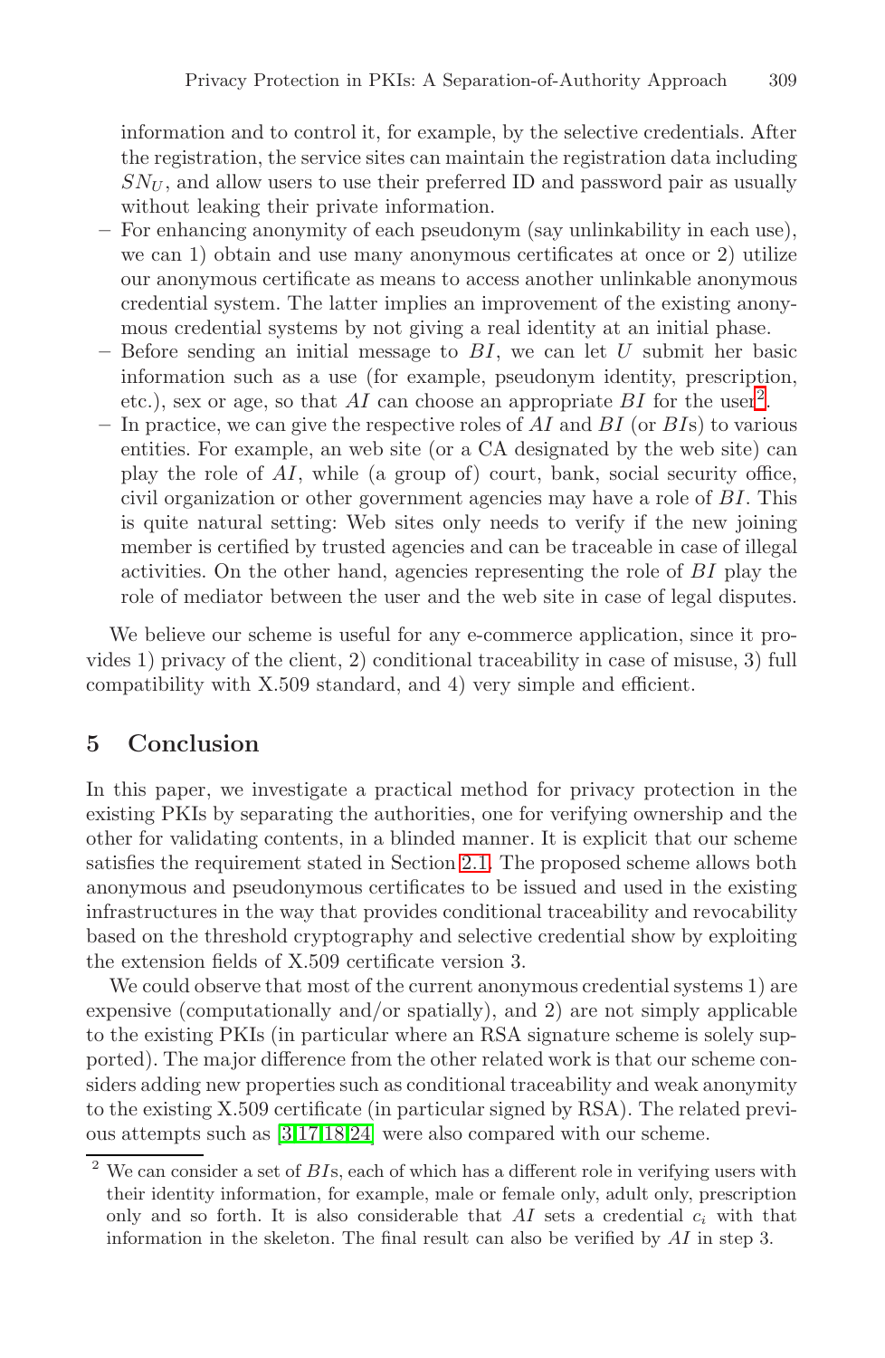information and to control it, for example, by the selective credentials. After the registration, the service sites can maintain the registration data including $SN_U$, and allow users to use their preferred ID and password pair as usually without leaking their private information.

- For enhancing anonymity of each pseudonym (say unlinkability in each use), we can 1) obtain and use many anonymous certificates at once or 2) utilize our anonymous certificate as means to access another unlinkable anonymous credential system. The latter implies an improvement of the existing anonymous credential systems by not giving a real identity at an initial phase.
- Before sending an initial message to $BI$, we can let $U$ submit her basic information such as a use (for example, pseudonym identity, prescription, etc.), sex or age, so that $AI$ can choose an appropriate $BI$ for the user[2].
- In practice, we can give the respective roles of $AI$ and $BI$ (or $BI$s) to various entities. For example, an web site (or a CA designated by the web site) can play the role of $AI$, while (a group of) court, bank, social security office, civil organization or other government agencies may have a role of $BI$. This is quite natural setting: Web sites only needs to verify if the new joining member is certified by trusted agencies and can be traceable in case of illegal activities. On the other hand, agencies representing the role of $BI$ play the role of mediator between the user and the web site in case of legal disputes.

We believe our scheme is useful for any e-commerce application, since it provides 1) privacy of the client, 2) conditional traceability in case of misuse, 3) full compatibility with X.509 standard, and 4) very simple and efficient.

## 5 Conclusion

In this paper, we investigate a practical method for privacy protection in the existing PKIs by separating the authorities, one for verifying ownership and the other for validating contents, in a blinded manner. It is explicit that our scheme satisfies the requirement stated in Section 2.1. The proposed scheme allows both anonymous and pseudonymous certificates to be issued and used in the existing infrastructures in the way that provides conditional traceability and revocability based on the threshold cryptography and selective credential show by exploiting the extension fields of X.509 certificate version 3.

We could observe that most of the current anonymous credential systems 1) are expensive (computationally and/or spatially), and 2) are not simply applicable to the existing PKIs (in particular where an RSA signature scheme is solely supported). The major difference from the other related work is that our scheme considers adding new properties such as conditional traceability and weak anonymity to the existing X.509 certificate (in particular signed by RSA). The related previous attempts such as [3,17,18,24] were also compared with our scheme.

---

[2] We can consider a set of $BI$s, each of which has a different role in verifying users with their identity information, for example, male or female only, adult only, prescription only and so forth. It is also considerable that $AI$ sets a credential $c_i$ with that information in the skeleton. The final result can also be verified by $AI$ in step 3.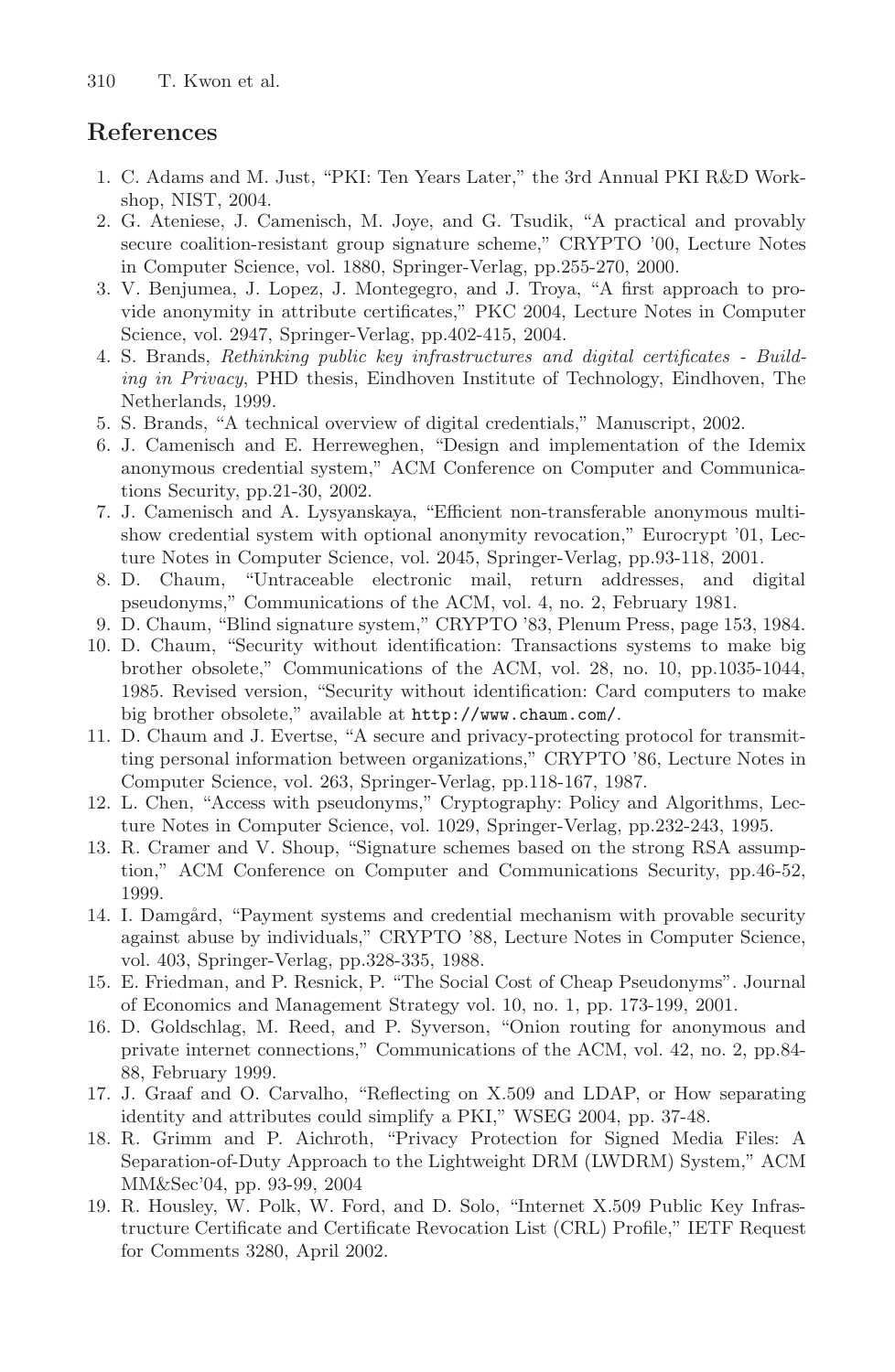## References

1. C. Adams and M. Just, "PKI: Ten Years Later," the 3rd Annual PKI R&D Workshop, NIST, 2004.
2. G. Ateniese, J. Camenisch, M. Joye, and G. Tsudik, "A practical and provably secure coalition-resistant group signature scheme," CRYPTO '00, Lecture Notes in Computer Science, vol. 1880, Springer-Verlag, pp.255-270, 2000.
3. V. Benjumea, J. Lopez, J. Montegegro, and J. Troya, "A first approach to provide anonymity in attribute certificates," PKC 2004, Lecture Notes in Computer Science, vol. 2947, Springer-Verlag, pp.402-415, 2004.
4. S. Brands, *Rethinking public key infrastructures and digital certificates - Building in Privacy*, PHD thesis, Eindhoven Institute of Technology, Eindhoven, The Netherlands, 1999.
5. S. Brands, "A technical overview of digital credentials," Manuscript, 2002.
6. J. Camenisch and E. Herreweghen, "Design and implementation of the Idemix anonymous credential system," ACM Conference on Computer and Communications Security, pp.21-30, 2002.
7. J. Camenisch and A. Lysyanskaya, "Efficient non-transferable anonymous multi-show credential system with optional anonymity revocation," Eurocrypt '01, Lecture Notes in Computer Science, vol. 2045, Springer-Verlag, pp.93-118, 2001.
8. D. Chaum, "Untraceable electronic mail, return addresses, and digital pseudonyms," Communications of the ACM, vol. 4, no. 2, February 1981.
9. D. Chaum, "Blind signature system," CRYPTO '83, Plenum Press, page 153, 1984.
10. D. Chaum, "Security without identification: Transactions systems to make big brother obsolete," Communications of the ACM, vol. 28, no. 10, pp.1035-1044, 1985. Revised version, "Security without identification: Card computers to make big brother obsolete," available at `http://www.chaum.com/`.
11. D. Chaum and J. Evertse, "A secure and privacy-protecting protocol for transmitting personal information between organizations," CRYPTO '86, Lecture Notes in Computer Science, vol. 263, Springer-Verlag, pp.118-167, 1987.
12. L. Chen, "Access with pseudonyms," Cryptography: Policy and Algorithms, Lecture Notes in Computer Science, vol. 1029, Springer-Verlag, pp.232-243, 1995.
13. R. Cramer and V. Shoup, "Signature schemes based on the strong RSA assumption," ACM Conference on Computer and Communications Security, pp.46-52, 1999.
14. I. Damgård, "Payment systems and credential mechanism with provable security against abuse by individuals," CRYPTO '88, Lecture Notes in Computer Science, vol. 403, Springer-Verlag, pp.328-335, 1988.
15. E. Friedman, and P. Resnick, P. "The Social Cost of Cheap Pseudonyms". Journal of Economics and Management Strategy vol. 10, no. 1, pp. 173-199, 2001.
16. D. Goldschlag, M. Reed, and P. Syverson, "Onion routing for anonymous and private internet connections," Communications of the ACM, vol. 42, no. 2, pp.84-88, February 1999.
17. J. Graaf and O. Carvalho, "Reflecting on X.509 and LDAP, or How separating identity and attributes could simplify a PKI," WSEG 2004, pp. 37-48.
18. R. Grimm and P. Aichroth, "Privacy Protection for Signed Media Files: A Separation-of-Duty Approach to the Lightweight DRM (LWDRM) System," ACM MM&Sec'04, pp. 93-99, 2004
19. R. Housley, W. Polk, W. Ford, and D. Solo, "Internet X.509 Public Key Infrastructure Certificate and Certificate Revocation List (CRL) Profile," IETF Request for Comments 3280, April 2002.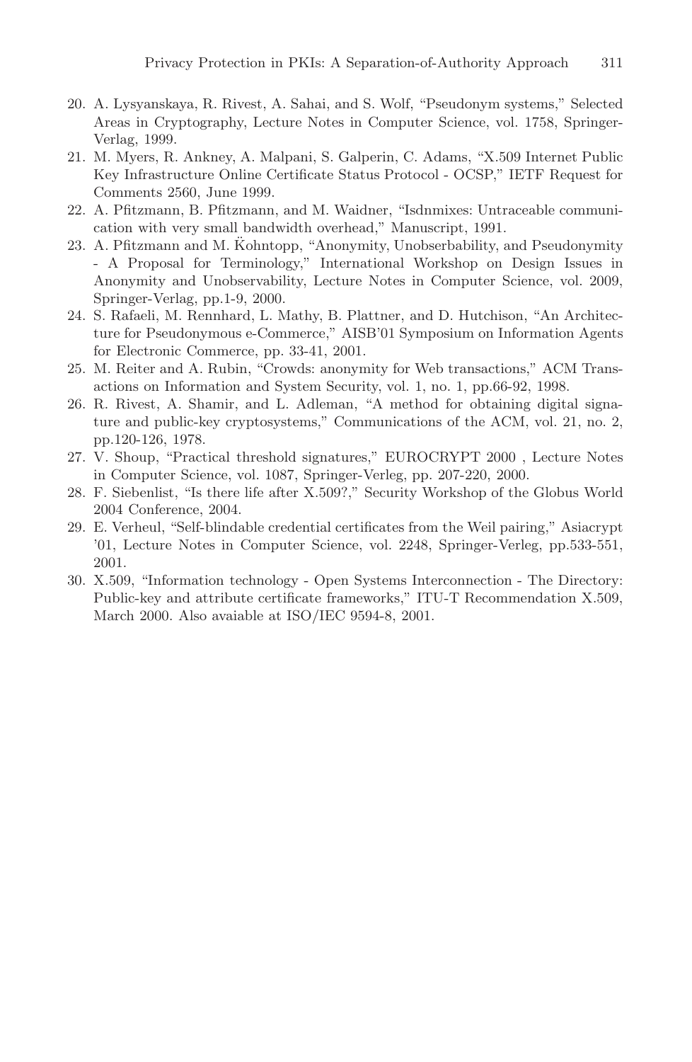20. A. Lysyanskaya, R. Rivest, A. Sahai, and S. Wolf, "Pseudonym systems," Selected Areas in Cryptography, Lecture Notes in Computer Science, vol. 1758, Springer-Verlag, 1999.
21. M. Myers, R. Ankney, A. Malpani, S. Galperin, C. Adams, "X.509 Internet Public Key Infrastructure Online Certificate Status Protocol - OCSP," IETF Request for Comments 2560, June 1999.
22. A. Pfitzmann, B. Pfitzmann, and M. Waidner, "Isdnmixes: Untraceable communication with very small bandwidth overhead," Manuscript, 1991.
23. A. Pfitzmann and M. K̈ohntopp, "Anonymity, Unobserbability, and Pseudonymity - A Proposal for Terminology," International Workshop on Design Issues in Anonymity and Unobservability, Lecture Notes in Computer Science, vol. 2009, Springer-Verlag, pp.1-9, 2000.
24. S. Rafaeli, M. Rennhard, L. Mathy, B. Plattner, and D. Hutchison, "An Architecture for Pseudonymous e-Commerce," AISB'01 Symposium on Information Agents for Electronic Commerce, pp. 33-41, 2001.
25. M. Reiter and A. Rubin, "Crowds: anonymity for Web transactions," ACM Transactions on Information and System Security, vol. 1, no. 1, pp.66-92, 1998.
26. R. Rivest, A. Shamir, and L. Adleman, "A method for obtaining digital signature and public-key cryptosystems," Communications of the ACM, vol. 21, no. 2, pp.120-126, 1978.
27. V. Shoup, "Practical threshold signatures," EUROCRYPT 2000 , Lecture Notes in Computer Science, vol. 1087, Springer-Verleg, pp. 207-220, 2000.
28. F. Siebenlist, "Is there life after X.509?," Security Workshop of the Globus World 2004 Conference, 2004.
29. E. Verheul, "Self-blindable credential certificates from the Weil pairing," Asiacrypt '01, Lecture Notes in Computer Science, vol. 2248, Springer-Verleg, pp.533-551, 2001.
30. X.509, "Information technology - Open Systems Interconnection - The Directory: Public-key and attribute certificate frameworks," ITU-T Recommendation X.509, March 2000. Also avaiable at ISO/IEC 9594-8, 2001.